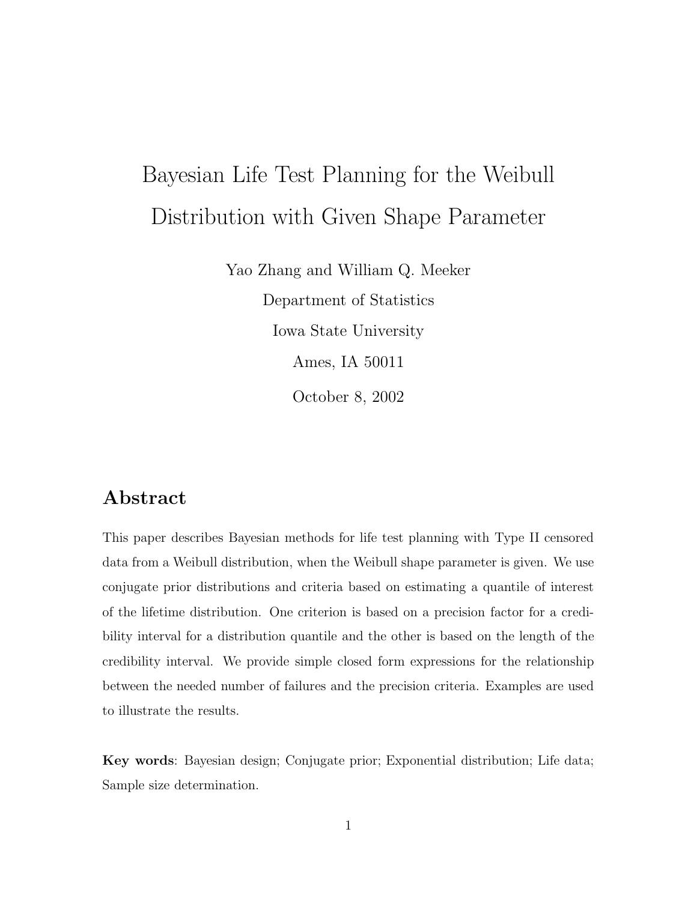# Bayesian Life Test Planning for the Weibull Distribution with Given Shape Parameter

Yao Zhang and William Q. Meeker

Department of Statistics

Iowa State University

Ames, IA 50011

October 8, 2002

## Abstract

This paper describes Bayesian methods for life test planning with Type II censored data from a Weibull distribution, when the Weibull shape parameter is given. We use conjugate prior distributions and criteria based on estimating a quantile of interest of the lifetime distribution. One criterion is based on a precision factor for a credibility interval for a distribution quantile and the other is based on the length of the credibility interval. We provide simple closed form expressions for the relationship between the needed number of failures and the precision criteria. Examples are used to illustrate the results.

**Key words**: Bayesian design; Conjugate prior; Exponential distribution; Life data; Sample size determination.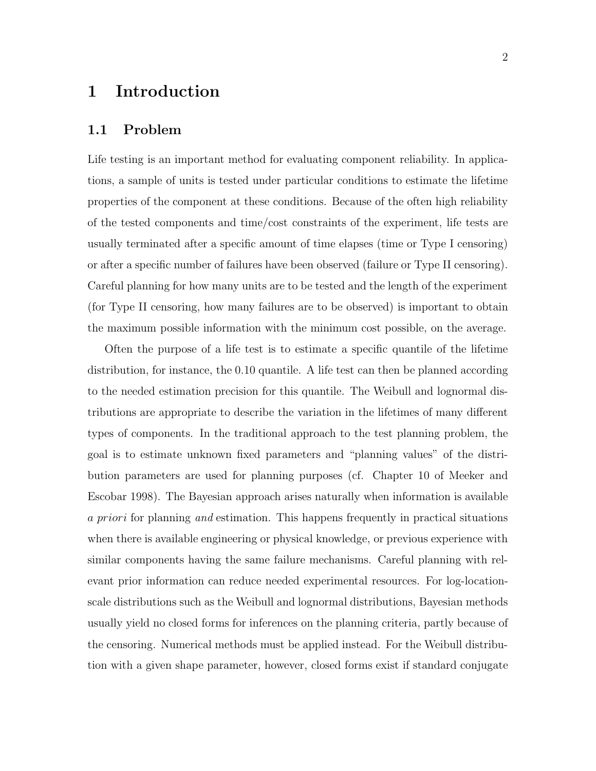# 1 Introduction

## 1.1 Problem

Life testing is an important method for evaluating component reliability. In applications, a sample of units is tested under particular conditions to estimate the lifetime properties of the component at these conditions. Because of the often high reliability of the tested components and time/cost constraints of the experiment, life tests are usually terminated after a specific amount of time elapses (time or Type I censoring) or after a specific number of failures have been observed (failure or Type II censoring). Careful planning for how many units are to be tested and the length of the experiment (for Type II censoring, how many failures are to be observed) is important to obtain the maximum possible information with the minimum cost possible, on the average.

Often the purpose of a life test is to estimate a specific quantile of the lifetime distribution, for instance, the 0.10 quantile. A life test can then be planned according to the needed estimation precision for this quantile. The Weibull and lognormal distributions are appropriate to describe the variation in the lifetimes of many different types of components. In the traditional approach to the test planning problem, the goal is to estimate unknown fixed parameters and "planning values" of the distribution parameters are used for planning purposes (cf. Chapter 10 of Meeker and Escobar 1998). The Bayesian approach arises naturally when information is available *a priori* for planning *and* estimation. This happens frequently in practical situations when there is available engineering or physical knowledge, or previous experience with similar components having the same failure mechanisms. Careful planning with relevant prior information can reduce needed experimental resources. For log-location-scale distributions such as the Weibull and lognormal distributions, Bayesian methods usually yield no closed forms for inferences on the planning criteria, partly because of the censoring. Numerical methods must be applied instead. For the Weibull distribution with a given shape parameter, however, closed forms exist if standard conjugate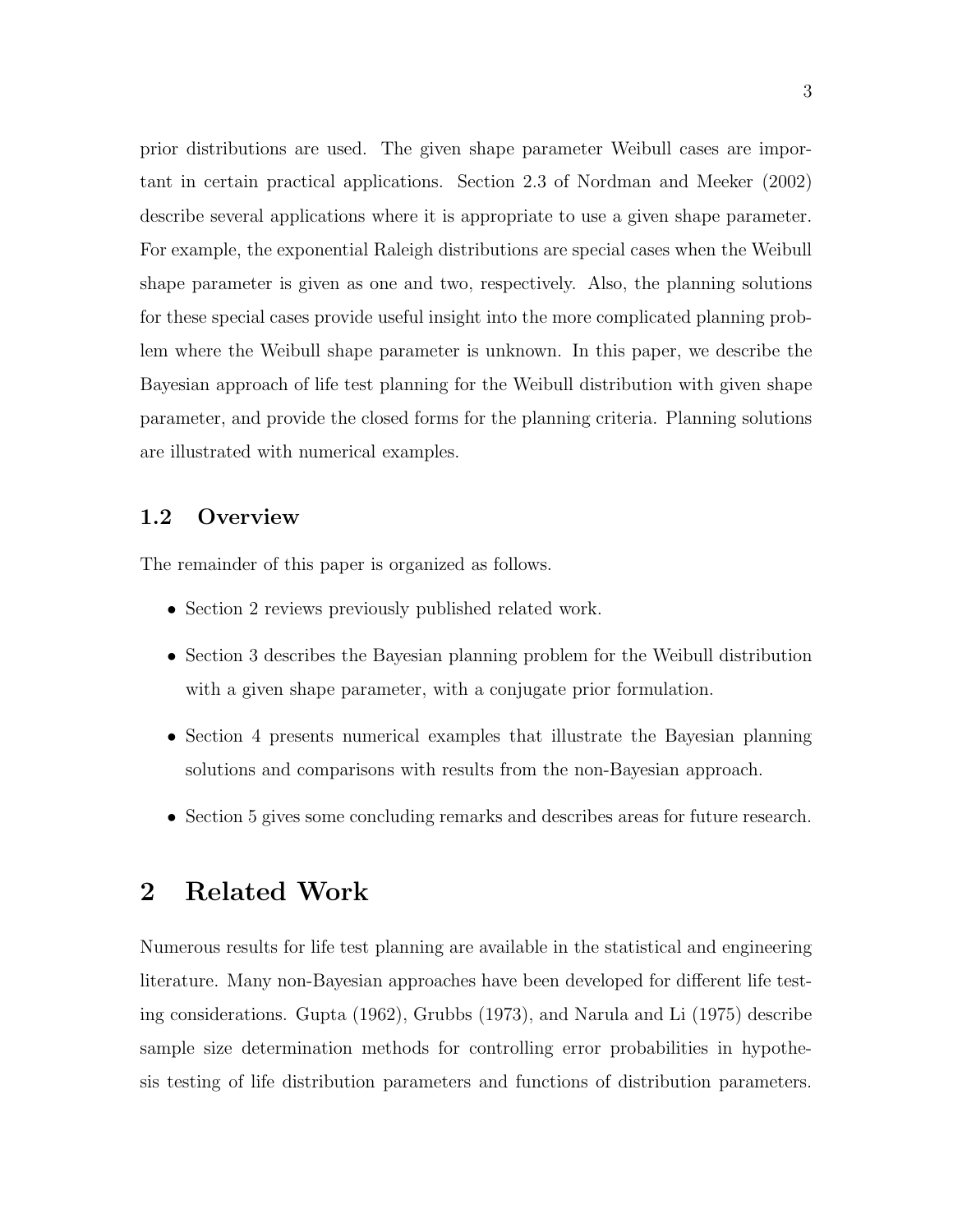prior distributions are used. The given shape parameter Weibull cases are important in certain practical applications. Section 2.3 of Nordman and Meeker (2002) describe several applications where it is appropriate to use a given shape parameter. For example, the exponential Raleigh distributions are special cases when the Weibull shape parameter is given as one and two, respectively. Also, the planning solutions for these special cases provide useful insight into the more complicated planning problem where the Weibull shape parameter is unknown. In this paper, we describe the Bayesian approach of life test planning for the Weibull distribution with given shape parameter, and provide the closed forms for the planning criteria. Planning solutions are illustrated with numerical examples.

### 1.2 Overview

The remainder of this paper is organized as follows.

- Section 2 reviews previously published related work.
- Section 3 describes the Bayesian planning problem for the Weibull distribution with a given shape parameter, with a conjugate prior formulation.
- Section 4 presents numerical examples that illustrate the Bayesian planning solutions and comparisons with results from the non-Bayesian approach.
- Section 5 gives some concluding remarks and describes areas for future research.

## 2 Related Work

Numerous results for life test planning are available in the statistical and engineering literature. Many non-Bayesian approaches have been developed for different life testing considerations. Gupta (1962), Grubbs (1973), and Narula and Li (1975) describe sample size determination methods for controlling error probabilities in hypothesis testing of life distribution parameters and functions of distribution parameters.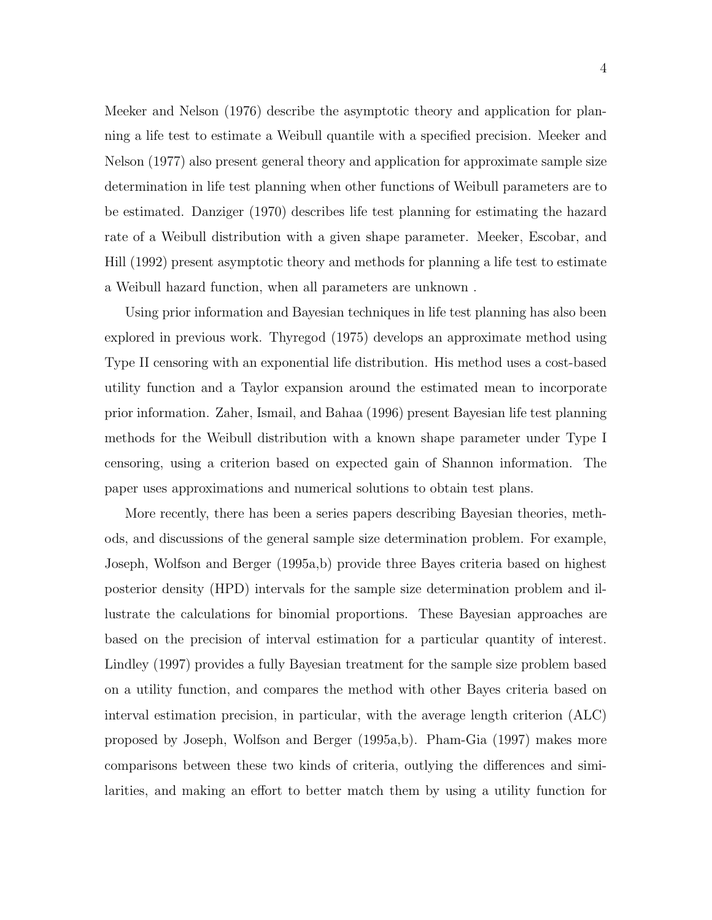Meeker and Nelson (1976) describe the asymptotic theory and application for planning a life test to estimate a Weibull quantile with a specified precision. Meeker and Nelson (1977) also present general theory and application for approximate sample size determination in life test planning when other functions of Weibull parameters are to be estimated. Danziger (1970) describes life test planning for estimating the hazard rate of a Weibull distribution with a given shape parameter. Meeker, Escobar, and Hill (1992) present asymptotic theory and methods for planning a life test to estimate a Weibull hazard function, when all parameters are unknown .

Using prior information and Bayesian techniques in life test planning has also been explored in previous work. Thyregod (1975) develops an approximate method using Type II censoring with an exponential life distribution. His method uses a cost-based utility function and a Taylor expansion around the estimated mean to incorporate prior information. Zaher, Ismail, and Bahaa (1996) present Bayesian life test planning methods for the Weibull distribution with a known shape parameter under Type I censoring, using a criterion based on expected gain of Shannon information. The paper uses approximations and numerical solutions to obtain test plans.

More recently, there has been a series papers describing Bayesian theories, methods, and discussions of the general sample size determination problem. For example, Joseph, Wolfson and Berger (1995a,b) provide three Bayes criteria based on highest posterior density (HPD) intervals for the sample size determination problem and illustrate the calculations for binomial proportions. These Bayesian approaches are based on the precision of interval estimation for a particular quantity of interest. Lindley (1997) provides a fully Bayesian treatment for the sample size problem based on a utility function, and compares the method with other Bayes criteria based on interval estimation precision, in particular, with the average length criterion (ALC) proposed by Joseph, Wolfson and Berger (1995a,b). Pham-Gia (1997) makes more comparisons between these two kinds of criteria, outlying the differences and similarities, and making an effort to better match them by using a utility function for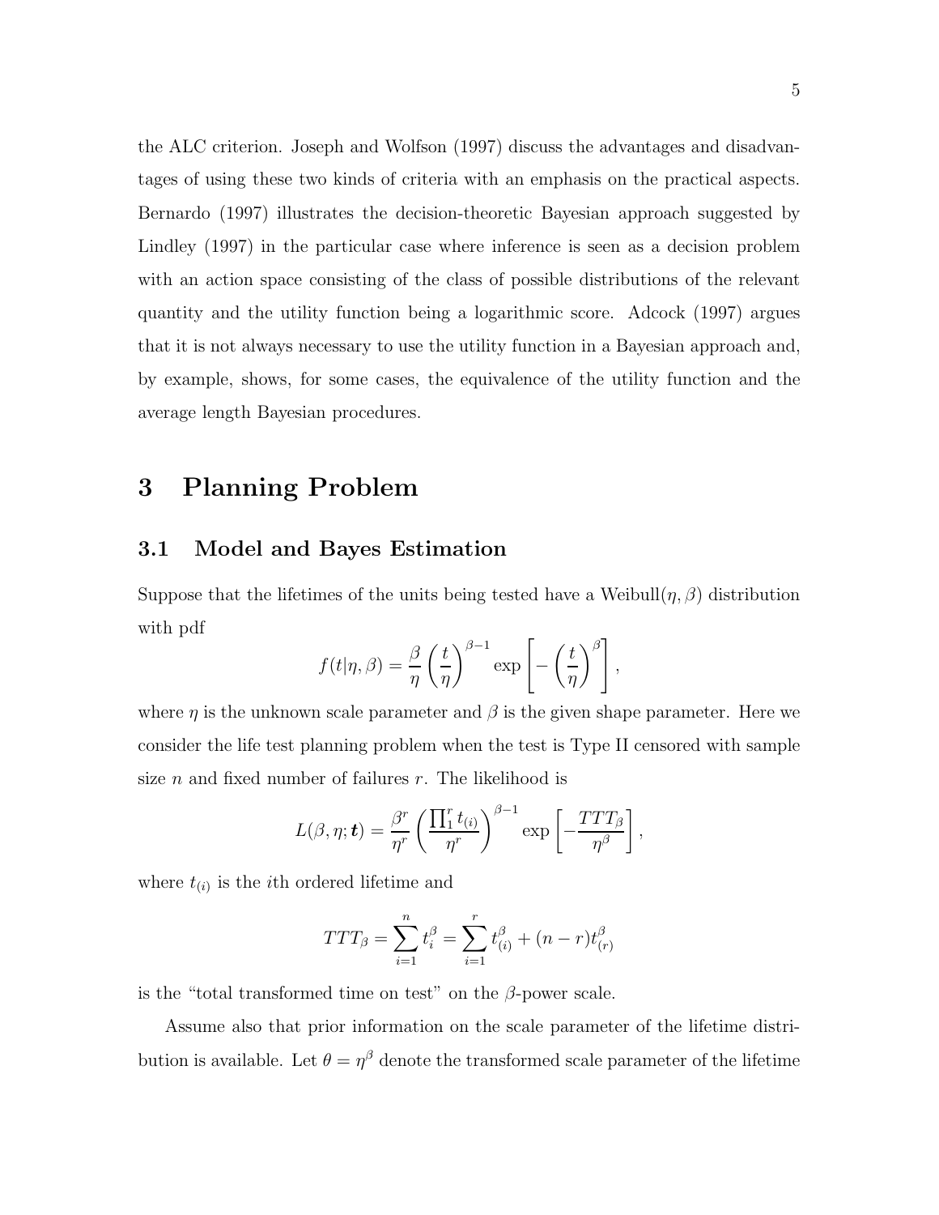the ALC criterion. Joseph and Wolfson (1997) discuss the advantages and disadvantages of using these two kinds of criteria with an emphasis on the practical aspects. Bernardo (1997) illustrates the decision-theoretic Bayesian approach suggested by Lindley (1997) in the particular case where inference is seen as a decision problem with an action space consisting of the class of possible distributions of the relevant quantity and the utility function being a logarithmic score. Adcock (1997) argues that it is not always necessary to use the utility function in a Bayesian approach and, by example, shows, for some cases, the equivalence of the utility function and the average length Bayesian procedures.

# 3 Planning Problem

## 3.1 Model and Bayes Estimation

Suppose that the lifetimes of the units being tested have a Weibull$(\eta, \beta)$ distribution with pdf

$$f(t|\eta, \beta) = \frac{\beta}{\eta}\left(\frac{t}{\eta}\right)^{\beta-1} \exp\left[-\left(\frac{t}{\eta}\right)^{\beta}\right],$$

where $\eta$ is the unknown scale parameter and $\beta$ is the given shape parameter. Here we consider the life test planning problem when the test is Type II censored with sample size $n$ and fixed number of failures $r$. The likelihood is

$$L(\beta, \eta; \boldsymbol{t}) = \frac{\beta^r}{\eta^r}\left(\frac{\prod_1^r t_{(i)}}{\eta^r}\right)^{\beta-1} \exp\left[-\frac{TTT_\beta}{\eta^\beta}\right],$$

where $t_{(i)}$ is the $i$th ordered lifetime and

$$TTT_\beta = \sum_{i=1}^{n} t_i^\beta = \sum_{i=1}^{r} t_{(i)}^\beta + (n-r)t_{(r)}^\beta$$

is the "total transformed time on test" on the $\beta$-power scale.

Assume also that prior information on the scale parameter of the lifetime distribution is available. Let $\theta = \eta^\beta$ denote the transformed scale parameter of the lifetime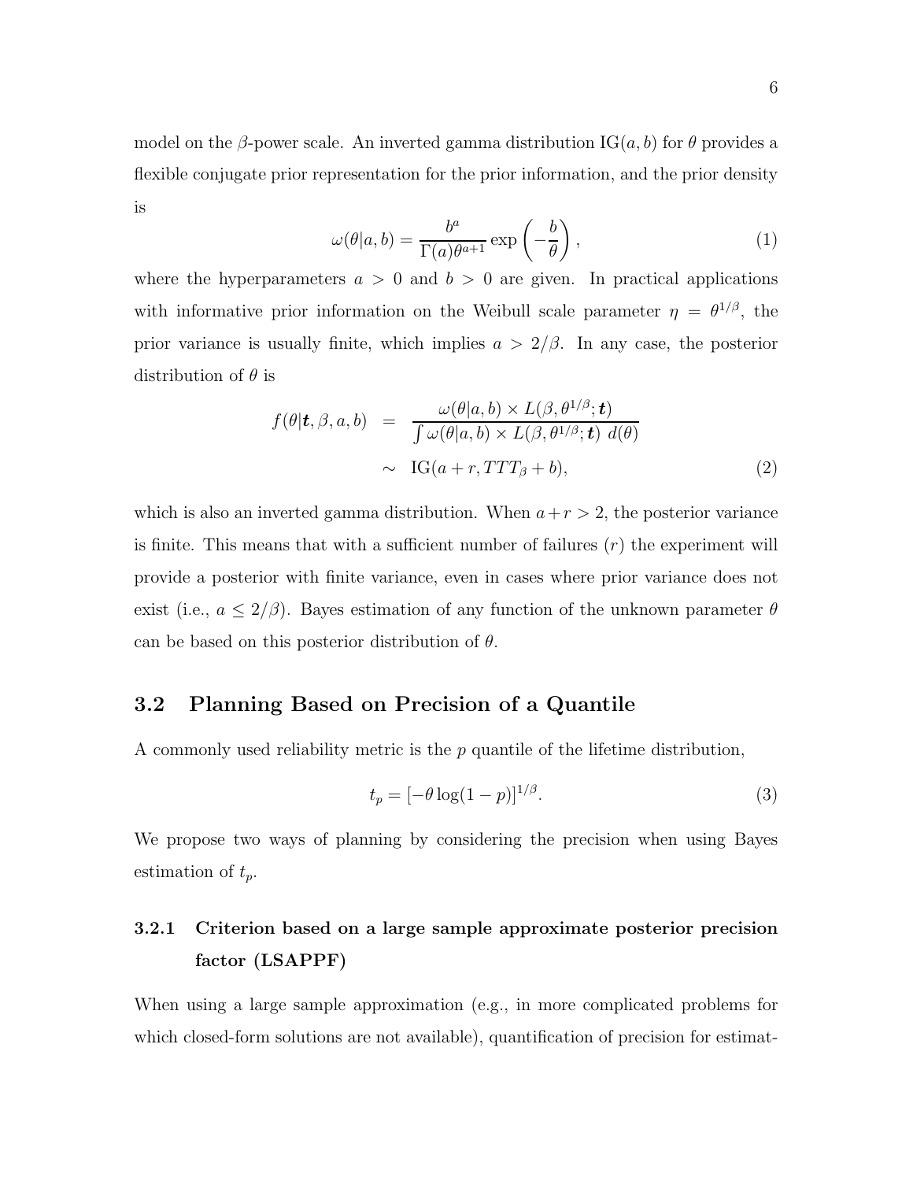model on the $\beta$-power scale. An inverted gamma distribution $\mathrm{IG}(a, b)$ for $\theta$ provides a flexible conjugate prior representation for the prior information, and the prior density is

$$\omega(\theta|a, b) = \frac{b^a}{\Gamma(a)\theta^{a+1}} \exp\left(-\frac{b}{\theta}\right), \tag{1}$$

where the hyperparameters $a > 0$ and $b > 0$ are given. In practical applications with informative prior information on the Weibull scale parameter $\eta = \theta^{1/\beta}$, the prior variance is usually finite, which implies $a > 2/\beta$. In any case, the posterior distribution of $\theta$ is

$$\begin{aligned} f(\theta|\boldsymbol{t}, \beta, a, b) &= \frac{\omega(\theta|a, b) \times L(\beta, \theta^{1/\beta}; \boldsymbol{t})}{\int \omega(\theta|a, b) \times L(\beta, \theta^{1/\beta}; \boldsymbol{t})\ d(\theta)} \\ &\sim \mathrm{IG}(a + r, TTT_\beta + b), \end{aligned} \tag{2}$$

which is also an inverted gamma distribution. When $a + r > 2$, the posterior variance is finite. This means that with a sufficient number of failures ($r$) the experiment will provide a posterior with finite variance, even in cases where prior variance does not exist (i.e., $a \leq 2/\beta$). Bayes estimation of any function of the unknown parameter $\theta$ can be based on this posterior distribution of $\theta$.

## 3.2 Planning Based on Precision of a Quantile

A commonly used reliability metric is the $p$ quantile of the lifetime distribution,

$$t_p = [-\theta \log(1 - p)]^{1/\beta}. \tag{3}$$

We propose two ways of planning by considering the precision when using Bayes estimation of $t_p$.

### 3.2.1 Criterion based on a large sample approximate posterior precision factor (LSAPPF)

When using a large sample approximation (e.g., in more complicated problems for which closed-form solutions are not available), quantification of precision for estimat-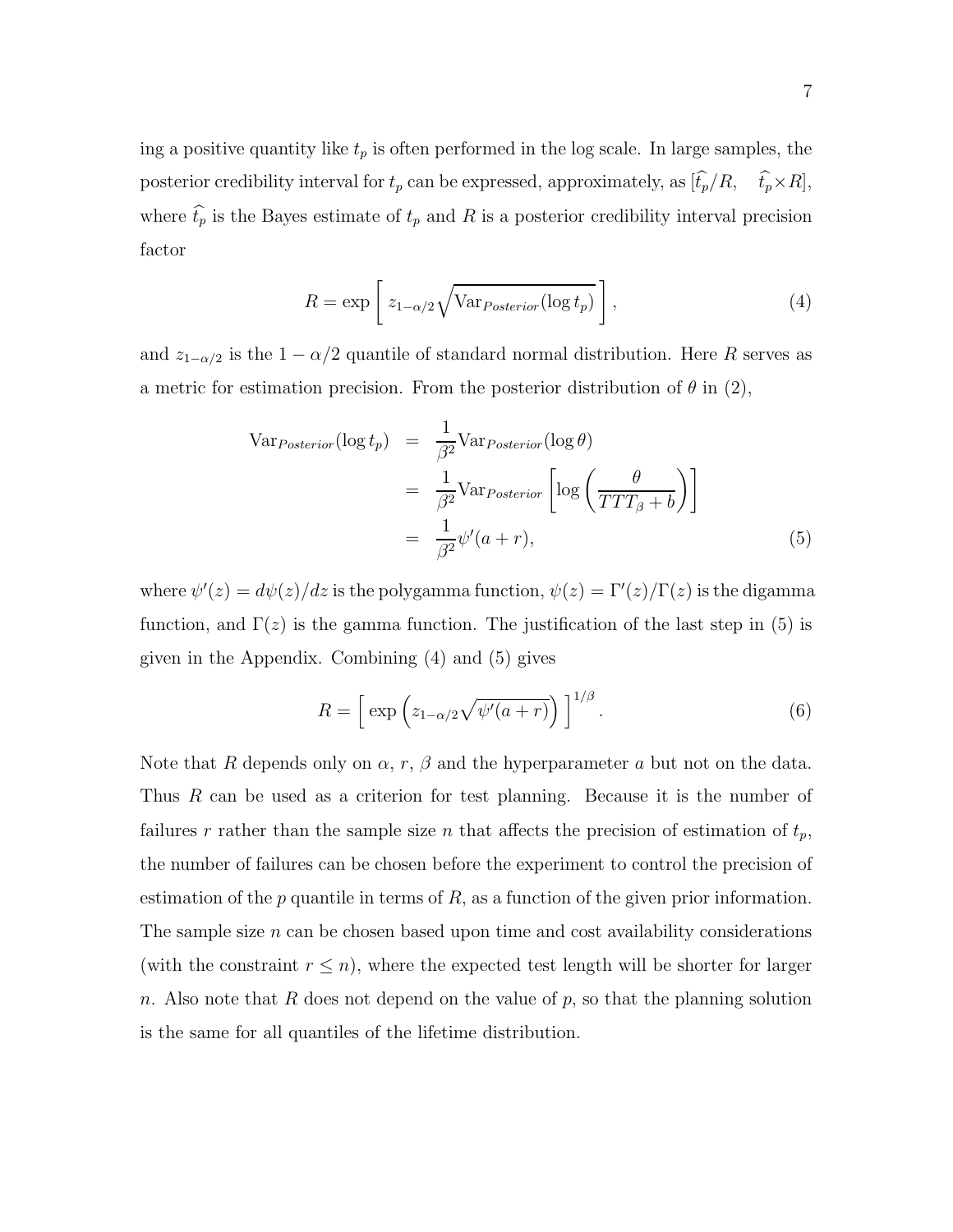ing a positive quantity like $t_p$ is often performed in the log scale. In large samples, the posterior credibility interval for $t_p$ can be expressed, approximately, as $[\widehat{t_p}/R, \quad \widehat{t_p}\times R]$, where $\widehat{t_p}$ is the Bayes estimate of $t_p$ and $R$ is a posterior credibility interval precision factor

$$R = \exp\left[\, z_{1-\alpha/2}\sqrt{\mathrm{Var}_{Posterior}(\log t_p)}\,\right], \tag{4}$$

and $z_{1-\alpha/2}$ is the $1-\alpha/2$ quantile of standard normal distribution. Here $R$ serves as a metric for estimation precision. From the posterior distribution of $\theta$ in (2),

$$\begin{aligned}
\mathrm{Var}_{Posterior}(\log t_p) &= \frac{1}{\beta^2}\mathrm{Var}_{Posterior}(\log\theta) \\
&= \frac{1}{\beta^2}\mathrm{Var}_{Posterior}\left[\log\left(\frac{\theta}{TTT_\beta + b}\right)\right] \\
&= \frac{1}{\beta^2}\psi'(a+r),
\end{aligned} \tag{5}$$

where $\psi'(z) = d\psi(z)/dz$ is the polygamma function, $\psi(z) = \Gamma'(z)/\Gamma(z)$ is the digamma function, and $\Gamma(z)$ is the gamma function. The justification of the last step in (5) is given in the Appendix. Combining (4) and (5) gives

$$R = \left[\, \exp\left(z_{1-\alpha/2}\sqrt{\psi'(a+r)}\right)\,\right]^{1/\beta}. \tag{6}$$

Note that $R$ depends only on $\alpha$, $r$, $\beta$ and the hyperparameter $a$ but not on the data. Thus $R$ can be used as a criterion for test planning. Because it is the number of failures $r$ rather than the sample size $n$ that affects the precision of estimation of $t_p$, the number of failures can be chosen before the experiment to control the precision of estimation of the $p$ quantile in terms of $R$, as a function of the given prior information. The sample size $n$ can be chosen based upon time and cost availability considerations (with the constraint $r \le n$), where the expected test length will be shorter for larger $n$. Also note that $R$ does not depend on the value of $p$, so that the planning solution is the same for all quantiles of the lifetime distribution.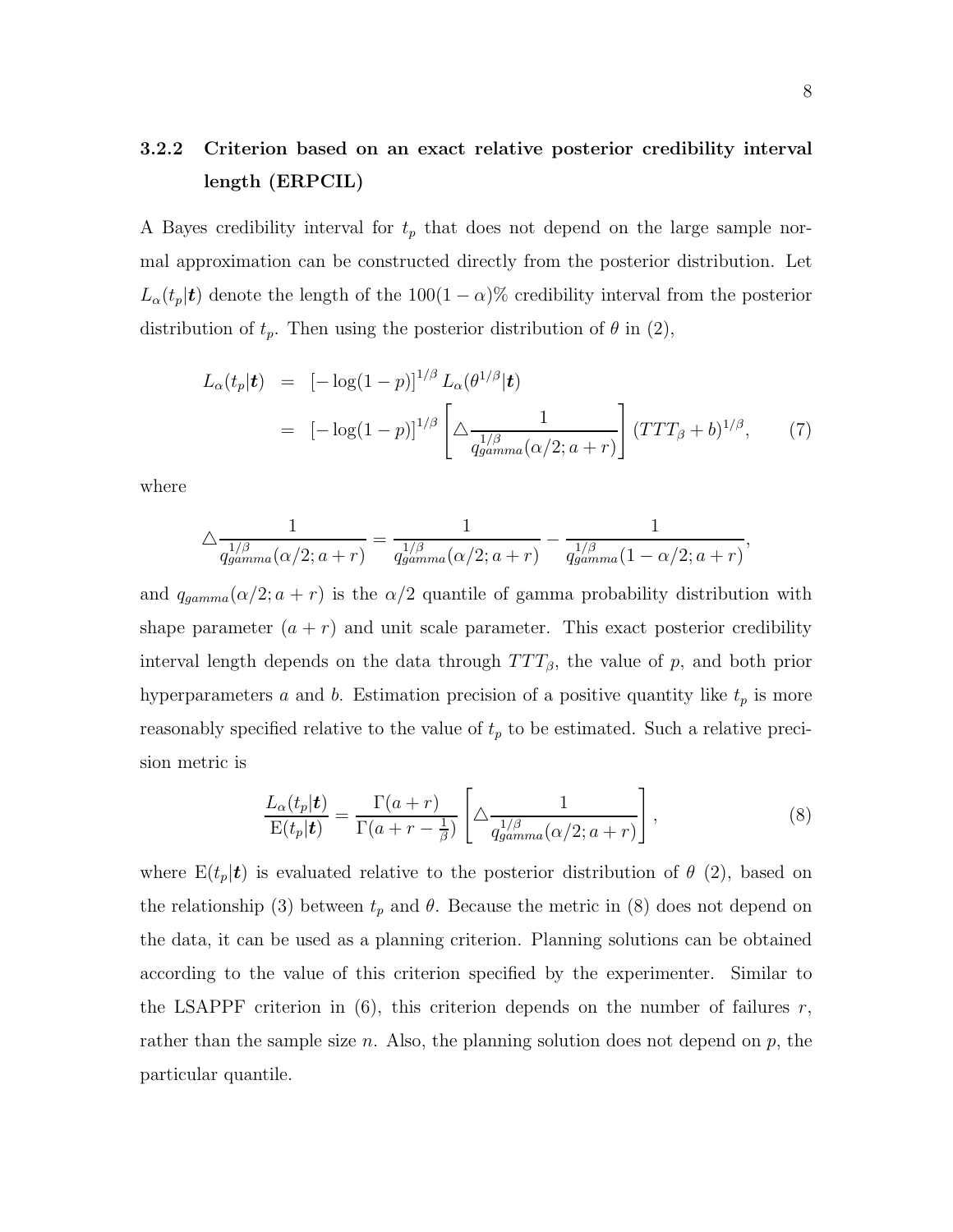### 3.2.2 Criterion based on an exact relative posterior credibility interval length (ERPCIL)

A Bayes credibility interval for $t_p$ that does not depend on the large sample normal approximation can be constructed directly from the posterior distribution. Let $L_\alpha(t_p|\boldsymbol{t})$ denote the length of the $100(1-\alpha)\%$ credibility interval from the posterior distribution of $t_p$. Then using the posterior distribution of $\theta$ in (2),

$$
\begin{aligned}
L_\alpha(t_p|\boldsymbol{t}) &= [-\log(1-p)]^{1/\beta}\, L_\alpha(\theta^{1/\beta}|\boldsymbol{t}) \\
&= [-\log(1-p)]^{1/\beta} \left[ \triangle \frac{1}{q_{gamma}^{1/\beta}(\alpha/2; a+r)} \right] (TTT_\beta + b)^{1/\beta}, \qquad (7)
\end{aligned}
$$

where

$$
\triangle \frac{1}{q_{gamma}^{1/\beta}(\alpha/2; a+r)} = \frac{1}{q_{gamma}^{1/\beta}(\alpha/2; a+r)} - \frac{1}{q_{gamma}^{1/\beta}(1-\alpha/2; a+r)},
$$

and $q_{gamma}(\alpha/2; a+r)$ is the $\alpha/2$ quantile of gamma probability distribution with shape parameter $(a+r)$ and unit scale parameter. This exact posterior credibility interval length depends on the data through $TTT_\beta$, the value of $p$, and both prior hyperparameters $a$ and $b$. Estimation precision of a positive quantity like $t_p$ is more reasonably specified relative to the value of $t_p$ to be estimated. Such a relative precision metric is

$$
\frac{L_\alpha(t_p|\boldsymbol{t})}{\mathrm{E}(t_p|\boldsymbol{t})} = \frac{\Gamma(a+r)}{\Gamma(a+r-\frac{1}{\beta})} \left[ \triangle \frac{1}{q_{gamma}^{1/\beta}(\alpha/2; a+r)} \right], \qquad (8)
$$

where $\mathrm{E}(t_p|\boldsymbol{t})$ is evaluated relative to the posterior distribution of $\theta$ (2), based on the relationship (3) between $t_p$ and $\theta$. Because the metric in (8) does not depend on the data, it can be used as a planning criterion. Planning solutions can be obtained according to the value of this criterion specified by the experimenter. Similar to the LSAPPF criterion in (6), this criterion depends on the number of failures $r$, rather than the sample size $n$. Also, the planning solution does not depend on $p$, the particular quantile.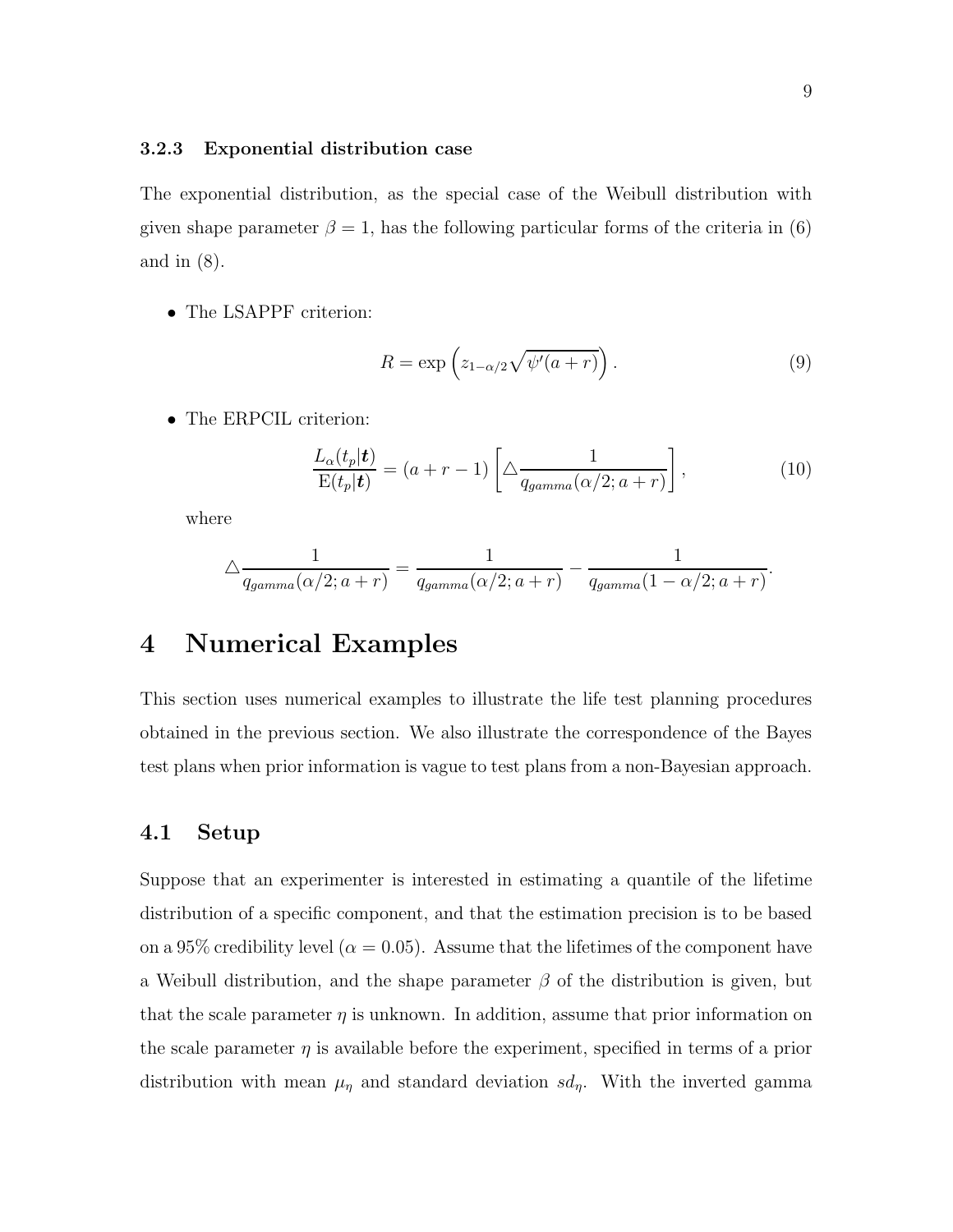### 3.2.3 Exponential distribution case

The exponential distribution, as the special case of the Weibull distribution with given shape parameter $\beta = 1$, has the following particular forms of the criteria in (6) and in (8).

- The LSAPPF criterion:

$$R = \exp\left(z_{1-\alpha/2}\sqrt{\psi'(a+r)}\right). \tag{9}$$

- The ERPCIL criterion:

$$\frac{L_\alpha(t_p|\boldsymbol{t})}{\mathrm{E}(t_p|\boldsymbol{t})} = (a+r-1)\left[\triangle\frac{1}{q_{gamma}(\alpha/2;a+r)}\right], \tag{10}$$

  where

$$\triangle\frac{1}{q_{gamma}(\alpha/2;a+r)} = \frac{1}{q_{gamma}(\alpha/2;a+r)} - \frac{1}{q_{gamma}(1-\alpha/2;a+r)}.$$

# 4 Numerical Examples

This section uses numerical examples to illustrate the life test planning procedures obtained in the previous section. We also illustrate the correspondence of the Bayes test plans when prior information is vague to test plans from a non-Bayesian approach.

## 4.1 Setup

Suppose that an experimenter is interested in estimating a quantile of the lifetime distribution of a specific component, and that the estimation precision is to be based on a 95% credibility level ($\alpha = 0.05$). Assume that the lifetimes of the component have a Weibull distribution, and the shape parameter $\beta$ of the distribution is given, but that the scale parameter $\eta$ is unknown. In addition, assume that prior information on the scale parameter $\eta$ is available before the experiment, specified in terms of a prior distribution with mean $\mu_\eta$ and standard deviation $sd_\eta$. With the inverted gamma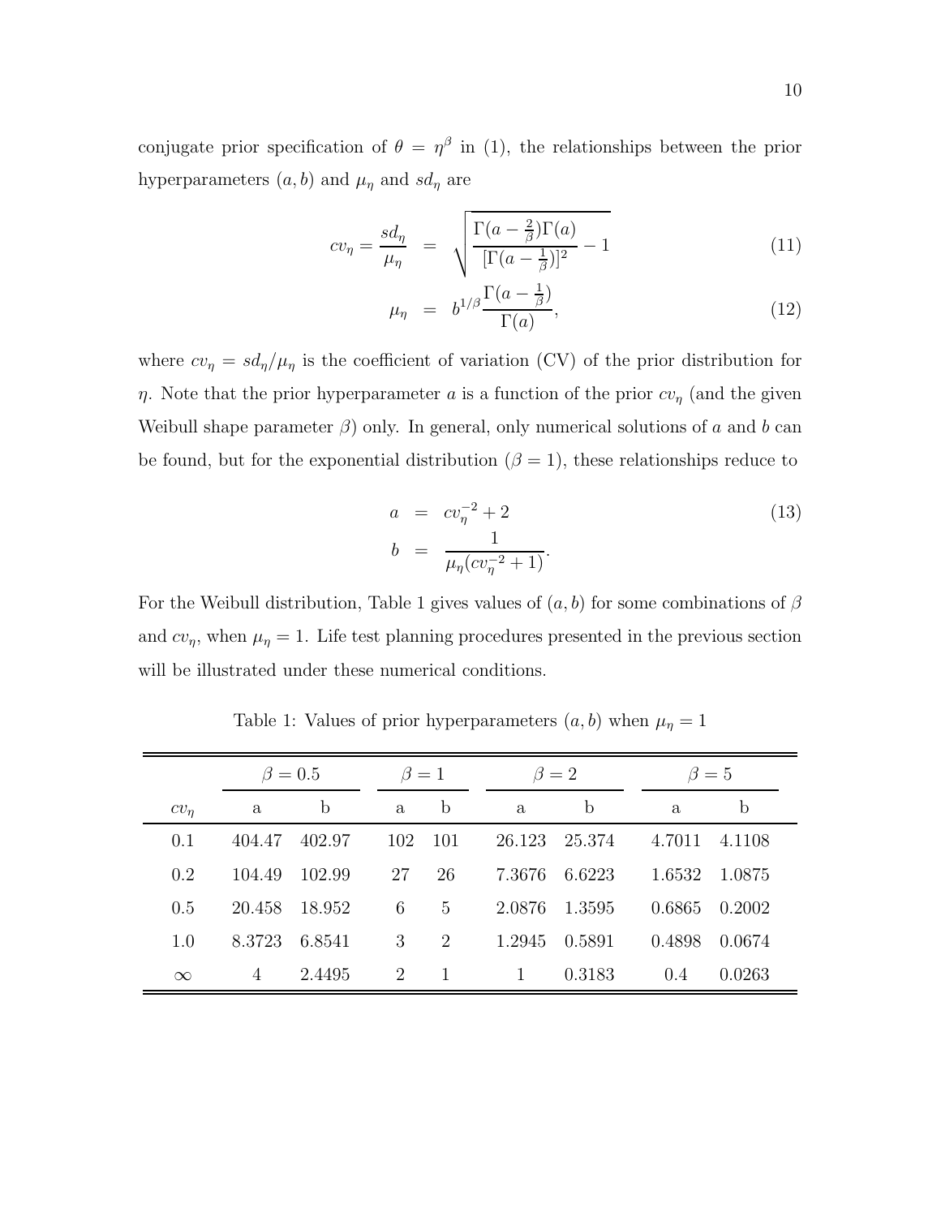conjugate prior specification of $\theta = \eta^\beta$ in (1), the relationships between the prior hyperparameters $(a, b)$ and $\mu_\eta$ and $sd_\eta$ are

$$cv_\eta = \frac{sd_\eta}{\mu_\eta} = \sqrt{\frac{\Gamma(a - \frac{2}{\beta})\Gamma(a)}{[\Gamma(a - \frac{1}{\beta})]^2} - 1} \tag{11}$$

$$\mu_\eta = b^{1/\beta} \frac{\Gamma(a - \frac{1}{\beta})}{\Gamma(a)}, \tag{12}$$

where $cv_\eta = sd_\eta/\mu_\eta$ is the coefficient of variation (CV) of the prior distribution for $\eta$. Note that the prior hyperparameter $a$ is a function of the prior $cv_\eta$ (and the given Weibull shape parameter $\beta$) only. In general, only numerical solutions of $a$ and $b$ can be found, but for the exponential distribution ($\beta = 1$), these relationships reduce to

$$\begin{aligned} a &= cv_\eta^{-2} + 2 \\ b &= \frac{1}{\mu_\eta(cv_\eta^{-2} + 1)}. \end{aligned} \tag{13}$$

For the Weibull distribution, Table 1 gives values of $(a, b)$ for some combinations of $\beta$ and $cv_\eta$, when $\mu_\eta = 1$. Life test planning procedures presented in the previous section will be illustrated under these numerical conditions.

Table 1: Values of prior hyperparameters $(a, b)$ when $\mu_\eta = 1$

| | $\beta = 0.5$ | | $\beta = 1$ | | $\beta = 2$ | | $\beta = 5$ | |
|---|---|---|---|---|---|---|---|---|
| $cv_\eta$ | a | b | a | b | a | b | a | b |
| 0.1 | 404.47 | 402.97 | 102 | 101 | 26.123 | 25.374 | 4.7011 | 4.1108 |
| 0.2 | 104.49 | 102.99 | 27 | 26 | 7.3676 | 6.6223 | 1.6532 | 1.0875 |
| 0.5 | 20.458 | 18.952 | 6 | 5 | 2.0876 | 1.3595 | 0.6865 | 0.2002 |
| 1.0 | 8.3723 | 6.8541 | 3 | 2 | 1.2945 | 0.5891 | 0.4898 | 0.0674 |
| $\infty$ | 4 | 2.4495 | 2 | 1 | 1 | 0.3183 | 0.4 | 0.0263 |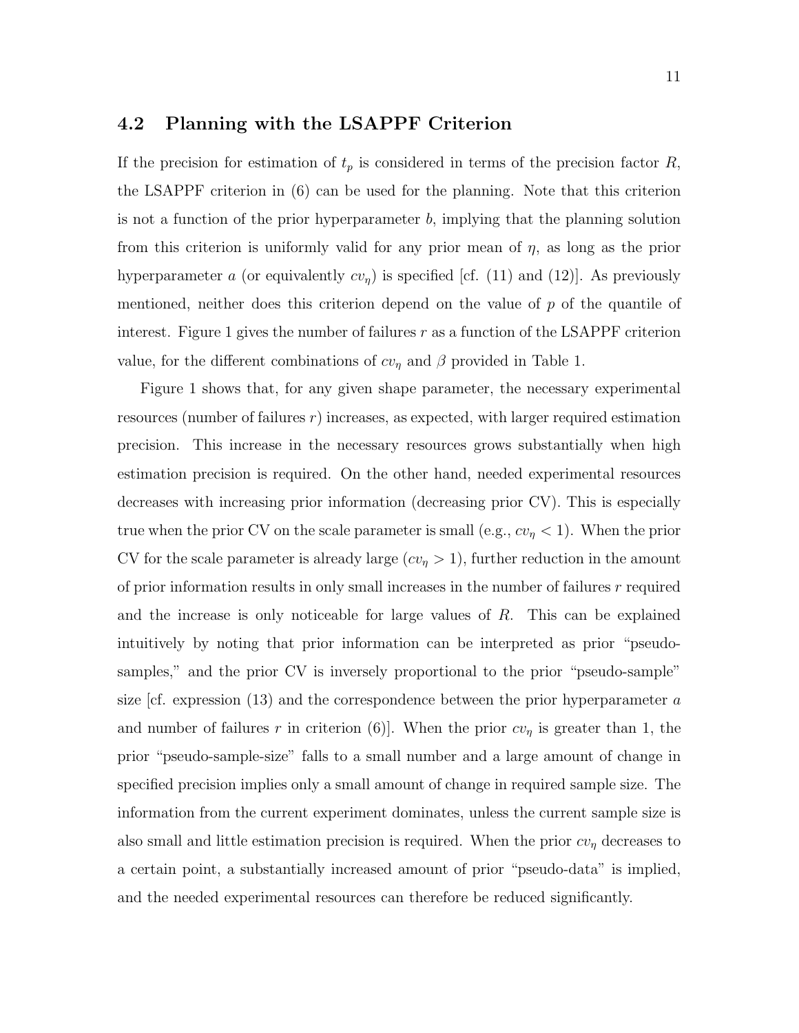## 4.2 Planning with the LSAPPF Criterion

If the precision for estimation of $t_p$ is considered in terms of the precision factor $R$, the LSAPPF criterion in (6) can be used for the planning. Note that this criterion is not a function of the prior hyperparameter $b$, implying that the planning solution from this criterion is uniformly valid for any prior mean of $\eta$, as long as the prior hyperparameter $a$ (or equivalently $cv_\eta$) is specified [cf. (11) and (12)]. As previously mentioned, neither does this criterion depend on the value of $p$ of the quantile of interest. Figure 1 gives the number of failures $r$ as a function of the LSAPPF criterion value, for the different combinations of $cv_\eta$ and $\beta$ provided in Table 1.

Figure 1 shows that, for any given shape parameter, the necessary experimental resources (number of failures $r$) increases, as expected, with larger required estimation precision. This increase in the necessary resources grows substantially when high estimation precision is required. On the other hand, needed experimental resources decreases with increasing prior information (decreasing prior CV). This is especially true when the prior CV on the scale parameter is small (e.g., $cv_\eta < 1$). When the prior CV for the scale parameter is already large ($cv_\eta > 1$), further reduction in the amount of prior information results in only small increases in the number of failures $r$ required and the increase is only noticeable for large values of $R$. This can be explained intuitively by noting that prior information can be interpreted as prior "pseudo-samples," and the prior CV is inversely proportional to the prior "pseudo-sample" size [cf. expression (13) and the correspondence between the prior hyperparameter $a$ and number of failures $r$ in criterion (6)]. When the prior $cv_\eta$ is greater than 1, the prior "pseudo-sample-size" falls to a small number and a large amount of change in specified precision implies only a small amount of change in required sample size. The information from the current experiment dominates, unless the current sample size is also small and little estimation precision is required. When the prior $cv_\eta$ decreases to a certain point, a substantially increased amount of prior "pseudo-data" is implied, and the needed experimental resources can therefore be reduced significantly.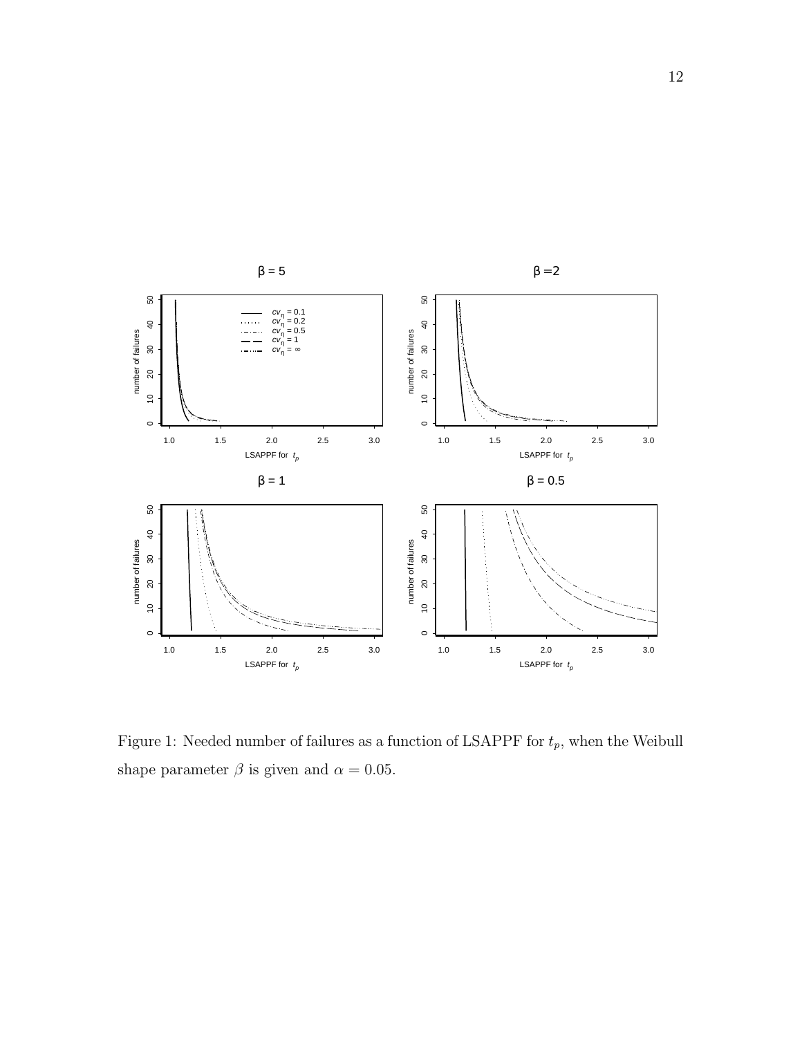Figure 1: Needed number of failures as a function of LSAPPF for $t_p$, when the Weibull shape parameter $\beta$ is given and $\alpha = 0.05$.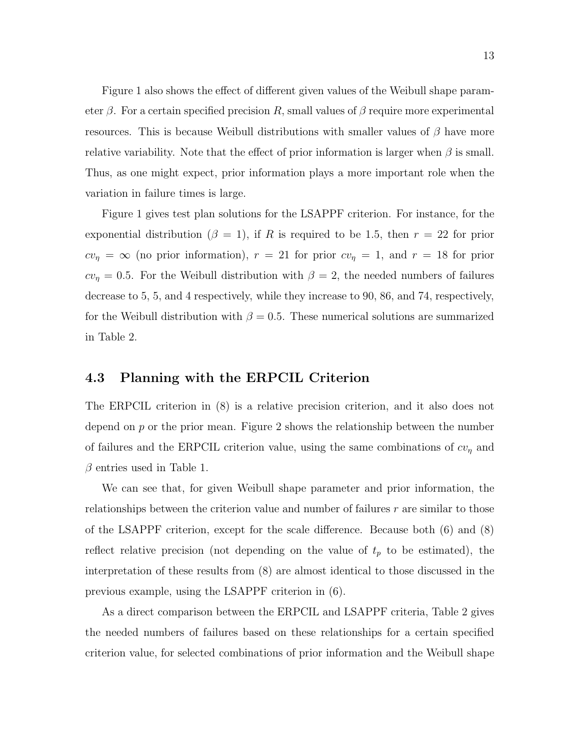Figure 1 also shows the effect of different given values of the Weibull shape parameter $\beta$. For a certain specified precision $R$, small values of $\beta$ require more experimental resources. This is because Weibull distributions with smaller values of $\beta$ have more relative variability. Note that the effect of prior information is larger when $\beta$ is small. Thus, as one might expect, prior information plays a more important role when the variation in failure times is large.

Figure 1 gives test plan solutions for the LSAPPF criterion. For instance, for the exponential distribution ($\beta = 1$), if $R$ is required to be 1.5, then $r = 22$ for prior $cv_\eta = \infty$ (no prior information), $r = 21$ for prior $cv_\eta = 1$, and $r = 18$ for prior $cv_\eta = 0.5$. For the Weibull distribution with $\beta = 2$, the needed numbers of failures decrease to 5, 5, and 4 respectively, while they increase to 90, 86, and 74, respectively, for the Weibull distribution with $\beta = 0.5$. These numerical solutions are summarized in Table 2.

## 4.3 Planning with the ERPCIL Criterion

The ERPCIL criterion in (8) is a relative precision criterion, and it also does not depend on $p$ or the prior mean. Figure 2 shows the relationship between the number of failures and the ERPCIL criterion value, using the same combinations of $cv_\eta$ and $\beta$ entries used in Table 1.

We can see that, for given Weibull shape parameter and prior information, the relationships between the criterion value and number of failures $r$ are similar to those of the LSAPPF criterion, except for the scale difference. Because both (6) and (8) reflect relative precision (not depending on the value of $t_p$ to be estimated), the interpretation of these results from (8) are almost identical to those discussed in the previous example, using the LSAPPF criterion in (6).

As a direct comparison between the ERPCIL and LSAPPF criteria, Table 2 gives the needed numbers of failures based on these relationships for a certain specified criterion value, for selected combinations of prior information and the Weibull shape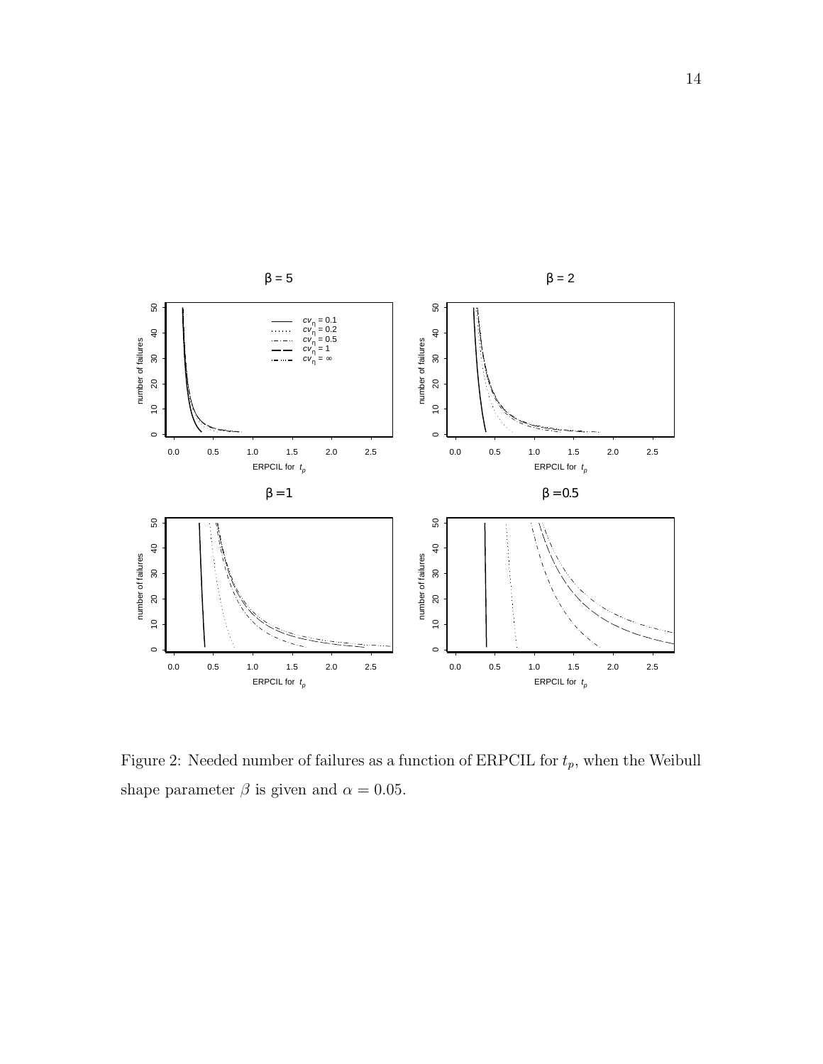Figure 2: Needed number of failures as a function of ERPCIL for $t_p$, when the Weibull shape parameter $\beta$ is given and $\alpha = 0.05$.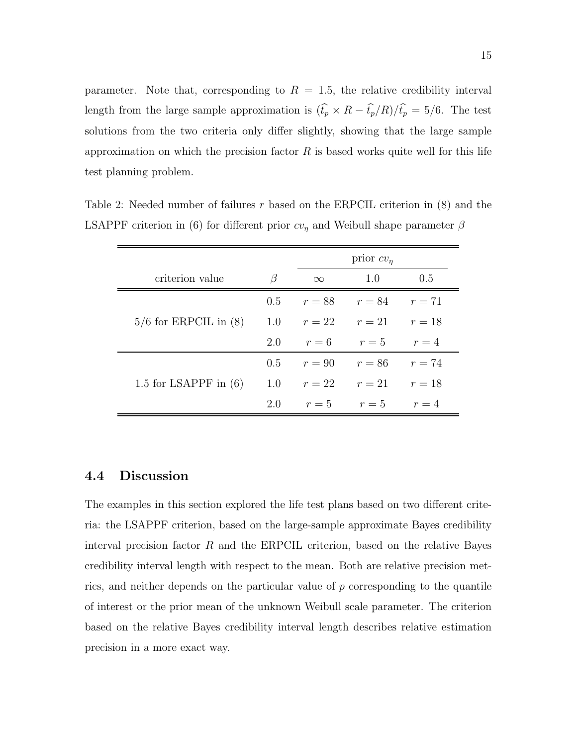parameter. Note that, corresponding to $R = 1.5$, the relative credibility interval length from the large sample approximation is $(\widehat{t_p} \times R - \widehat{t_p}/R)/\widehat{t_p} = 5/6$. The test solutions from the two criteria only differ slightly, showing that the large sample approximation on which the precision factor $R$ is based works quite well for this life test planning problem.

Table 2: Needed number of failures $r$ based on the ERPCIL criterion in (8) and the LSAPPF criterion in (6) for different prior $cv_\eta$ and Weibull shape parameter $\beta$

| | | prior $cv_\eta$ | | |
|---|---|---|---|---|
| criterion value | $\beta$ | $\infty$ | 1.0 | 0.5 |
| 5/6 for ERPCIL in (8) | 0.5 | $r = 88$ | $r = 84$ | $r = 71$ |
| | 1.0 | $r = 22$ | $r = 21$ | $r = 18$ |
| | 2.0 | $r = 6$ | $r = 5$ | $r = 4$ |
| 1.5 for LSAPPF in (6) | 0.5 | $r = 90$ | $r = 86$ | $r = 74$ |
| | 1.0 | $r = 22$ | $r = 21$ | $r = 18$ |
| | 2.0 | $r = 5$ | $r = 5$ | $r = 4$ |

## 4.4 Discussion

The examples in this section explored the life test plans based on two different criteria: the LSAPPF criterion, based on the large-sample approximate Bayes credibility interval precision factor $R$ and the ERPCIL criterion, based on the relative Bayes credibility interval length with respect to the mean. Both are relative precision metrics, and neither depends on the particular value of $p$ corresponding to the quantile of interest or the prior mean of the unknown Weibull scale parameter. The criterion based on the relative Bayes credibility interval length describes relative estimation precision in a more exact way.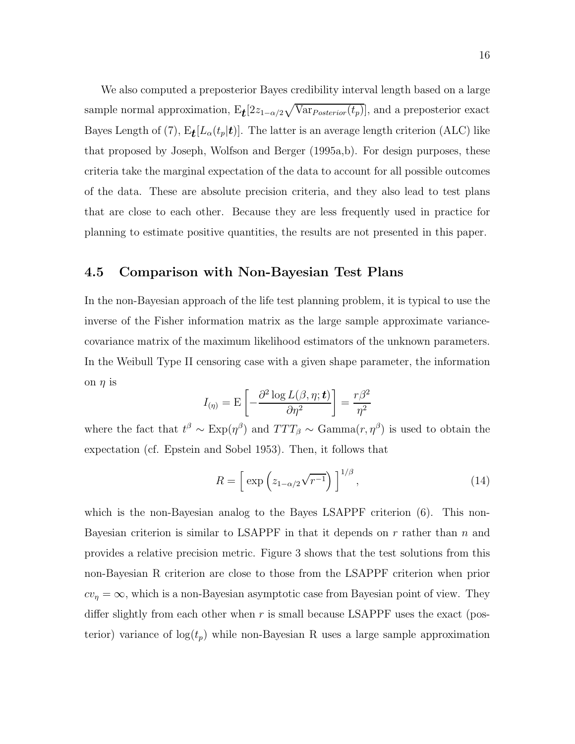We also computed a preposterior Bayes credibility interval length based on a large sample normal approximation, $\mathrm{E}_{\boldsymbol{t}}[2z_{1-\alpha/2}\sqrt{\mathrm{Var}_{Posterior}(t_p)}]$, and a preposterior exact Bayes Length of (7), $\mathrm{E}_{\boldsymbol{t}}[L_\alpha(t_p|\boldsymbol{t})]$. The latter is an average length criterion (ALC) like that proposed by Joseph, Wolfson and Berger (1995a,b). For design purposes, these criteria take the marginal expectation of the data to account for all possible outcomes of the data. These are absolute precision criteria, and they also lead to test plans that are close to each other. Because they are less frequently used in practice for planning to estimate positive quantities, the results are not presented in this paper.

## 4.5 Comparison with Non-Bayesian Test Plans

In the non-Bayesian approach of the life test planning problem, it is typical to use the inverse of the Fisher information matrix as the large sample approximate variance-covariance matrix of the maximum likelihood estimators of the unknown parameters. In the Weibull Type II censoring case with a given shape parameter, the information on $\eta$ is

$$I_{(\eta)} = \mathrm{E}\left[-\frac{\partial^2 \log L(\beta, \eta; \boldsymbol{t})}{\partial \eta^2}\right] = \frac{r\beta^2}{\eta^2}$$

where the fact that $t^\beta \sim \mathrm{Exp}(\eta^\beta)$ and $TTT_\beta \sim \mathrm{Gamma}(r, \eta^\beta)$ is used to obtain the expectation (cf. Epstein and Sobel 1953). Then, it follows that

$$R = \left[\, \exp\left(z_{1-\alpha/2}\sqrt{r^{-1}}\right)\,\right]^{1/\beta}, \tag{14}$$

which is the non-Bayesian analog to the Bayes LSAPPF criterion (6). This non-Bayesian criterion is similar to LSAPPF in that it depends on $r$ rather than $n$ and provides a relative precision metric. Figure 3 shows that the test solutions from this non-Bayesian R criterion are close to those from the LSAPPF criterion when prior $cv_\eta = \infty$, which is a non-Bayesian asymptotic case from Bayesian point of view. They differ slightly from each other when $r$ is small because LSAPPF uses the exact (posterior) variance of $\log(t_p)$ while non-Bayesian R uses a large sample approximation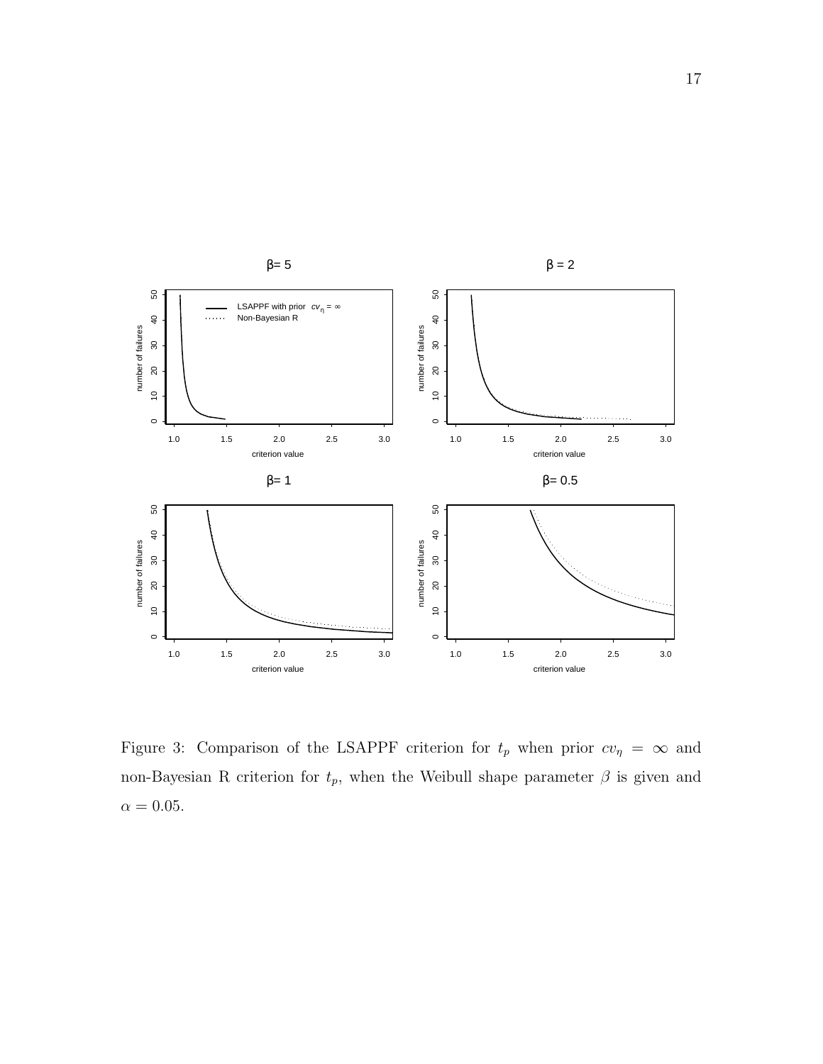Figure 3: Comparison of the LSAPPF criterion for $t_p$ when prior $cv_\eta = \infty$ and non-Bayesian R criterion for $t_p$, when the Weibull shape parameter $\beta$ is given and $\alpha = 0.05$.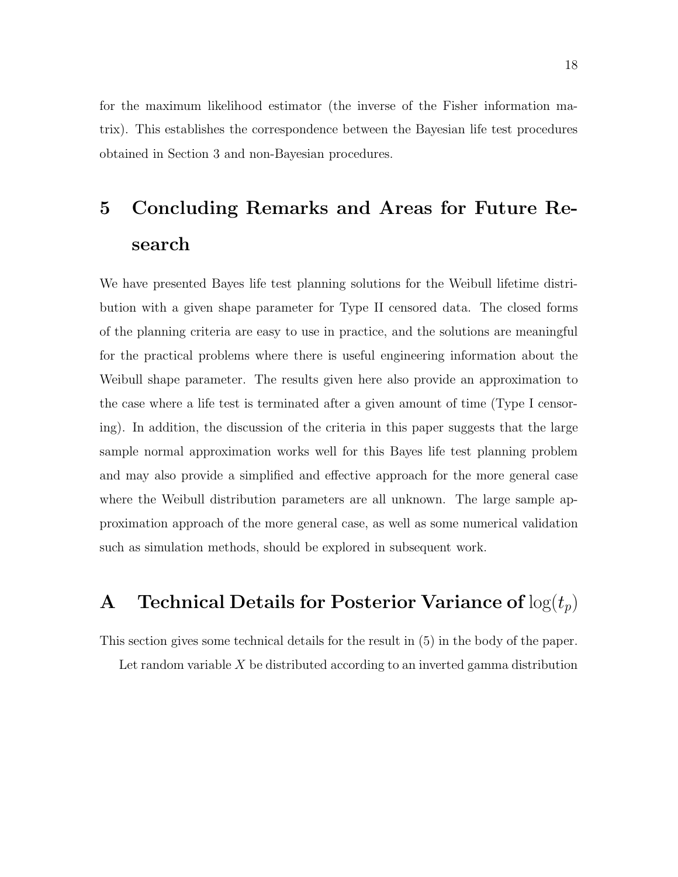for the maximum likelihood estimator (the inverse of the Fisher information matrix). This establishes the correspondence between the Bayesian life test procedures obtained in Section 3 and non-Bayesian procedures.

# 5 Concluding Remarks and Areas for Future Research

We have presented Bayes life test planning solutions for the Weibull lifetime distribution with a given shape parameter for Type II censored data. The closed forms of the planning criteria are easy to use in practice, and the solutions are meaningful for the practical problems where there is useful engineering information about the Weibull shape parameter. The results given here also provide an approximation to the case where a life test is terminated after a given amount of time (Type I censoring). In addition, the discussion of the criteria in this paper suggests that the large sample normal approximation works well for this Bayes life test planning problem and may also provide a simplified and effective approach for the more general case where the Weibull distribution parameters are all unknown. The large sample approximation approach of the more general case, as well as some numerical validation such as simulation methods, should be explored in subsequent work.

# A Technical Details for Posterior Variance of $\log(t_p)$

This section gives some technical details for the result in (5) in the body of the paper.

Let random variable $X$ be distributed according to an inverted gamma distribution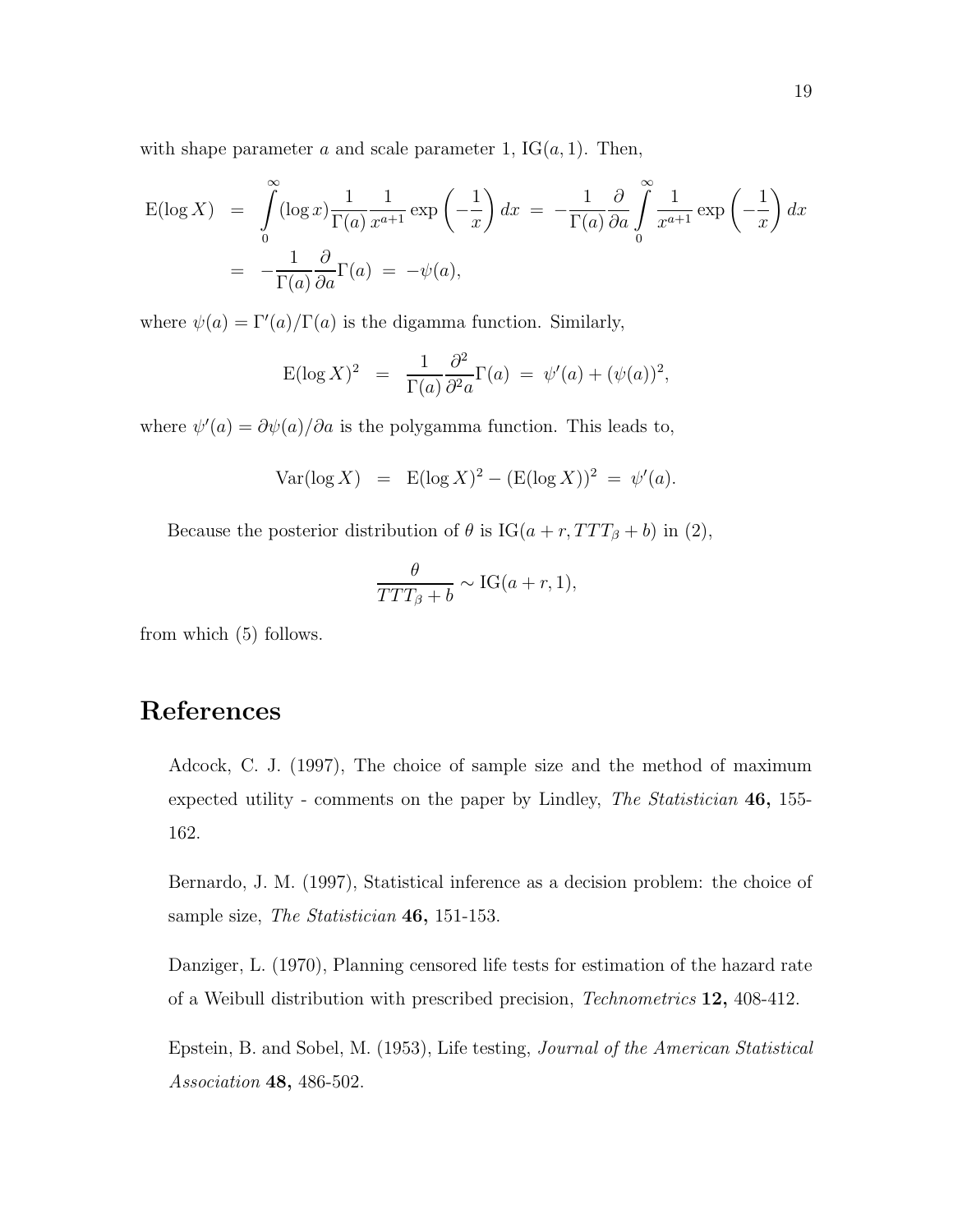with shape parameter $a$ and scale parameter 1, IG$(a, 1)$. Then,

$$
\begin{aligned}
\mathrm{E}(\log X) &= \int_0^\infty (\log x) \frac{1}{\Gamma(a)} \frac{1}{x^{a+1}} \exp\left(-\frac{1}{x}\right) dx \;=\; -\frac{1}{\Gamma(a)} \frac{\partial}{\partial a} \int_0^\infty \frac{1}{x^{a+1}} \exp\left(-\frac{1}{x}\right) dx \\
&= -\frac{1}{\Gamma(a)} \frac{\partial}{\partial a} \Gamma(a) \;=\; -\psi(a),
\end{aligned}
$$

where $\psi(a) = \Gamma'(a)/\Gamma(a)$ is the digamma function. Similarly,

$$
\mathrm{E}(\log X)^2 \;=\; \frac{1}{\Gamma(a)} \frac{\partial^2}{\partial^2 a} \Gamma(a) \;=\; \psi'(a) + (\psi(a))^2,
$$

where $\psi'(a) = \partial \psi(a)/\partial a$ is the polygamma function. This leads to,

$$
\mathrm{Var}(\log X) \;=\; \mathrm{E}(\log X)^2 - (\mathrm{E}(\log X))^2 \;=\; \psi'(a).
$$

Because the posterior distribution of $\theta$ is IG$(a + r, TTT_\beta + b)$ in (2),

$$
\frac{\theta}{TTT_\beta + b} \sim \mathrm{IG}(a + r, 1),
$$

from which (5) follows.

# References

Adcock, C. J. (1997), The choice of sample size and the method of maximum expected utility - comments on the paper by Lindley, *The Statistician* **46,** 155-162.

Bernardo, J. M. (1997), Statistical inference as a decision problem: the choice of sample size, *The Statistician* **46,** 151-153.

Danziger, L. (1970), Planning censored life tests for estimation of the hazard rate of a Weibull distribution with prescribed precision, *Technometrics* **12,** 408-412.

Epstein, B. and Sobel, M. (1953), Life testing, *Journal of the American Statistical Association* **48,** 486-502.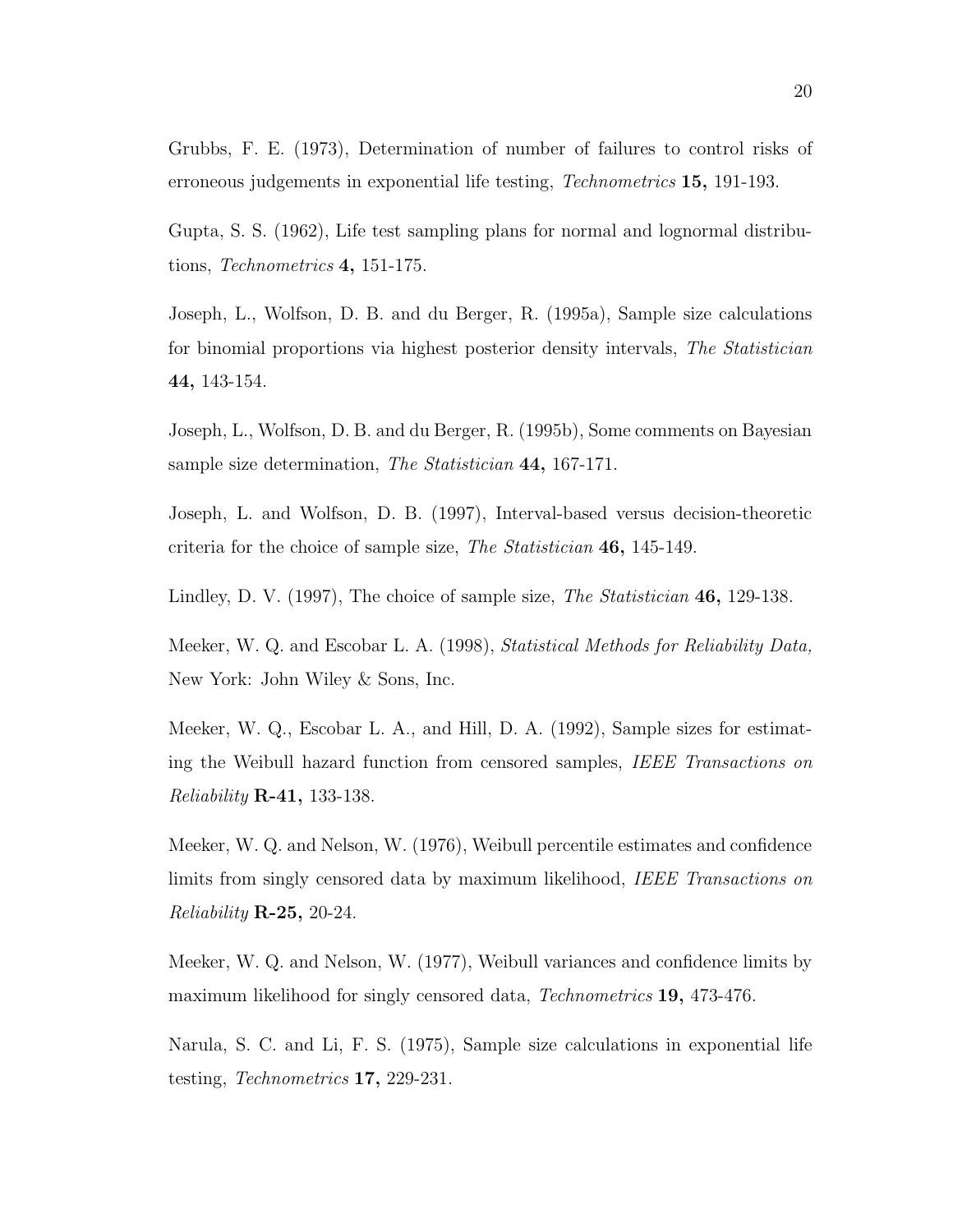Grubbs, F. E. (1973), Determination of number of failures to control risks of erroneous judgements in exponential life testing, *Technometrics* **15,** 191-193.

Gupta, S. S. (1962), Life test sampling plans for normal and lognormal distributions, *Technometrics* **4,** 151-175.

Joseph, L., Wolfson, D. B. and du Berger, R. (1995a), Sample size calculations for binomial proportions via highest posterior density intervals, *The Statistician* **44,** 143-154.

Joseph, L., Wolfson, D. B. and du Berger, R. (1995b), Some comments on Bayesian sample size determination, *The Statistician* **44,** 167-171.

Joseph, L. and Wolfson, D. B. (1997), Interval-based versus decision-theoretic criteria for the choice of sample size, *The Statistician* **46,** 145-149.

Lindley, D. V. (1997), The choice of sample size, *The Statistician* **46,** 129-138.

Meeker, W. Q. and Escobar L. A. (1998), *Statistical Methods for Reliability Data,* New York: John Wiley & Sons, Inc.

Meeker, W. Q., Escobar L. A., and Hill, D. A. (1992), Sample sizes for estimating the Weibull hazard function from censored samples, *IEEE Transactions on Reliability* **R-41,** 133-138.

Meeker, W. Q. and Nelson, W. (1976), Weibull percentile estimates and confidence limits from singly censored data by maximum likelihood, *IEEE Transactions on Reliability* **R-25,** 20-24.

Meeker, W. Q. and Nelson, W. (1977), Weibull variances and confidence limits by maximum likelihood for singly censored data, *Technometrics* **19,** 473-476.

Narula, S. C. and Li, F. S. (1975), Sample size calculations in exponential life testing, *Technometrics* **17,** 229-231.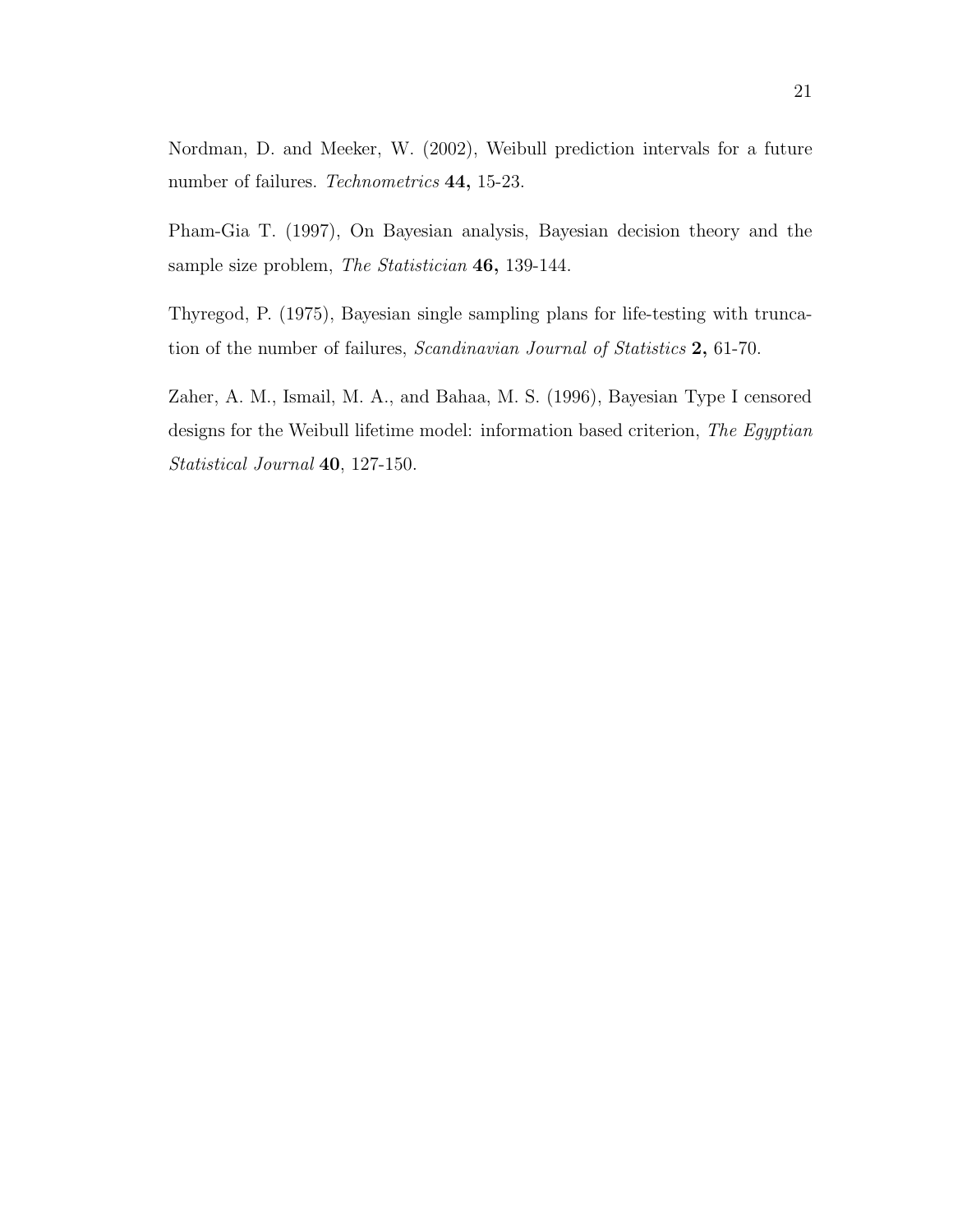Nordman, D. and Meeker, W. (2002), Weibull prediction intervals for a future number of failures. *Technometrics* **44,** 15-23.

Pham-Gia T. (1997), On Bayesian analysis, Bayesian decision theory and the sample size problem, *The Statistician* **46,** 139-144.

Thyregod, P. (1975), Bayesian single sampling plans for life-testing with truncation of the number of failures, *Scandinavian Journal of Statistics* **2,** 61-70.

Zaher, A. M., Ismail, M. A., and Bahaa, M. S. (1996), Bayesian Type I censored designs for the Weibull lifetime model: information based criterion, *The Egyptian Statistical Journal* **40**, 127-150.